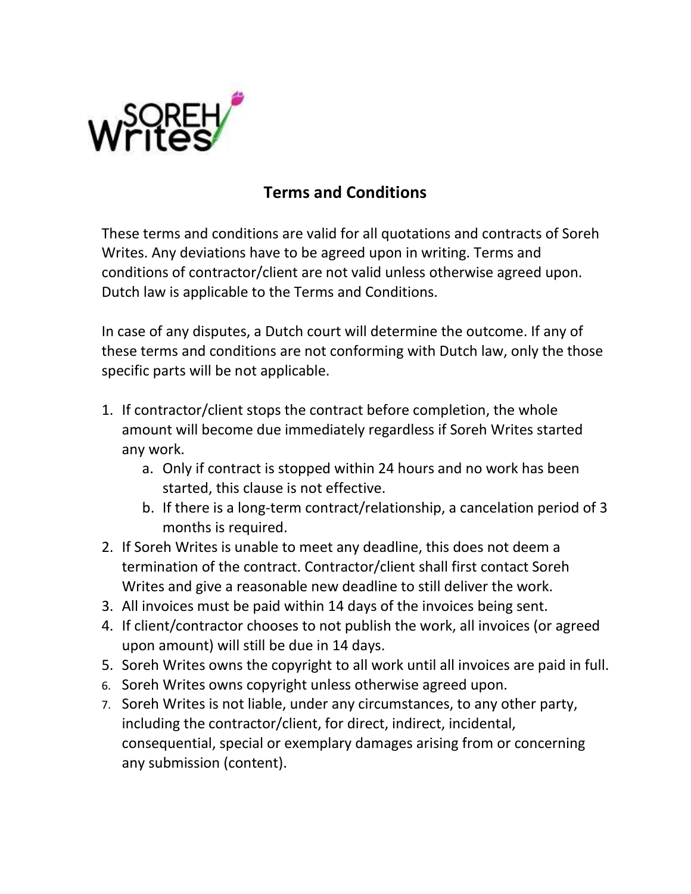# Terms and Conditions

These terms and conditions are valid for all quotations and contracts of Soreh Writes. Any deviations have to be agreed upon in writing. Terms and conditions of contractor/client are not valid unless otherwise agreed upon. Dutch law is applicable to the Terms and Conditions.

In case of any disputes, a Dutch court will determine the outcome. If any of these terms and conditions are not conforming with Dutch law, only the those specific parts will be not applicable.

1. If contractor/client stops the contract before completion, the whole amount will become due immediately regardless if Soreh Writes started any work.
    a. Only if contract is stopped within 24 hours and no work has been started, this clause is not effective.
    b. If there is a long-term contract/relationship, a cancelation period of 3 months is required.
2. If Soreh Writes is unable to meet any deadline, this does not deem a termination of the contract. Contractor/client shall first contact Soreh Writes and give a reasonable new deadline to still deliver the work.
3. All invoices must be paid within 14 days of the invoices being sent.
4. If client/contractor chooses to not publish the work, all invoices (or agreed upon amount) will still be due in 14 days.
5. Soreh Writes owns the copyright to all work until all invoices are paid in full.
6. Soreh Writes owns copyright unless otherwise agreed upon.
7. Soreh Writes is not liable, under any circumstances, to any other party, including the contractor/client, for direct, indirect, incidental, consequential, special or exemplary damages arising from or concerning any submission (content).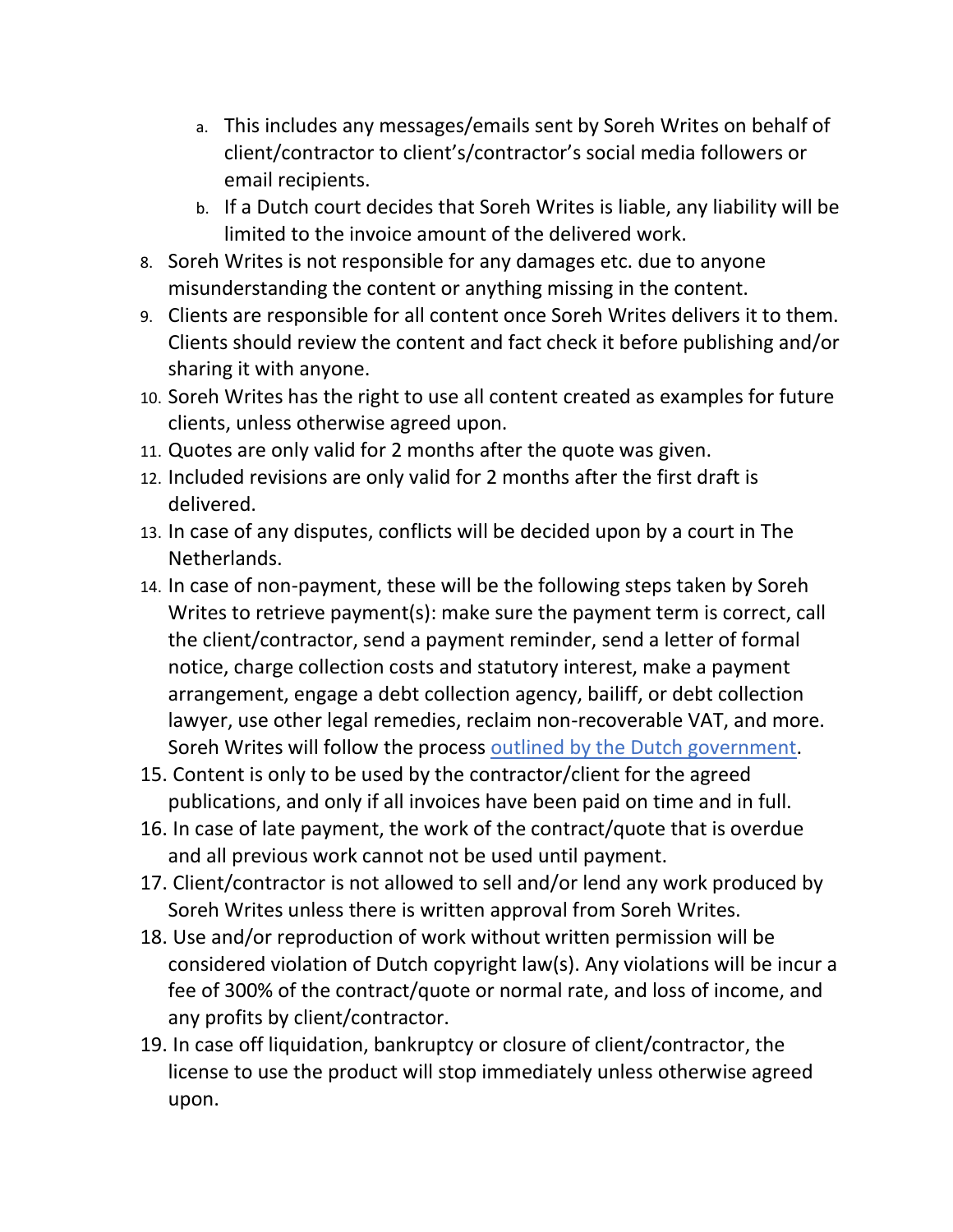a. This includes any messages/emails sent by Soreh Writes on behalf of client/contractor to client's/contractor's social media followers or email recipients.
   b. If a Dutch court decides that Soreh Writes is liable, any liability will be limited to the invoice amount of the delivered work.

8. Soreh Writes is not responsible for any damages etc. due to anyone misunderstanding the content or anything missing in the content.
9. Clients are responsible for all content once Soreh Writes delivers it to them. Clients should review the content and fact check it before publishing and/or sharing it with anyone.
10. Soreh Writes has the right to use all content created as examples for future clients, unless otherwise agreed upon.
11. Quotes are only valid for 2 months after the quote was given.
12. Included revisions are only valid for 2 months after the first draft is delivered.
13. In case of any disputes, conflicts will be decided upon by a court in The Netherlands.
14. In case of non-payment, these will be the following steps taken by Soreh Writes to retrieve payment(s): make sure the payment term is correct, call the client/contractor, send a payment reminder, send a letter of formal notice, charge collection costs and statutory interest, make a payment arrangement, engage a debt collection agency, bailiff, or debt collection lawyer, use other legal remedies, reclaim non-recoverable VAT, and more. Soreh Writes will follow the process outlined by the Dutch government.
15. Content is only to be used by the contractor/client for the agreed publications, and only if all invoices have been paid on time and in full.
16. In case of late payment, the work of the contract/quote that is overdue and all previous work cannot not be used until payment.
17. Client/contractor is not allowed to sell and/or lend any work produced by Soreh Writes unless there is written approval from Soreh Writes.
18. Use and/or reproduction of work without written permission will be considered violation of Dutch copyright law(s). Any violations will be incur a fee of 300% of the contract/quote or normal rate, and loss of income, and any profits by client/contractor.
19. In case off liquidation, bankruptcy or closure of client/contractor, the license to use the product will stop immediately unless otherwise agreed upon.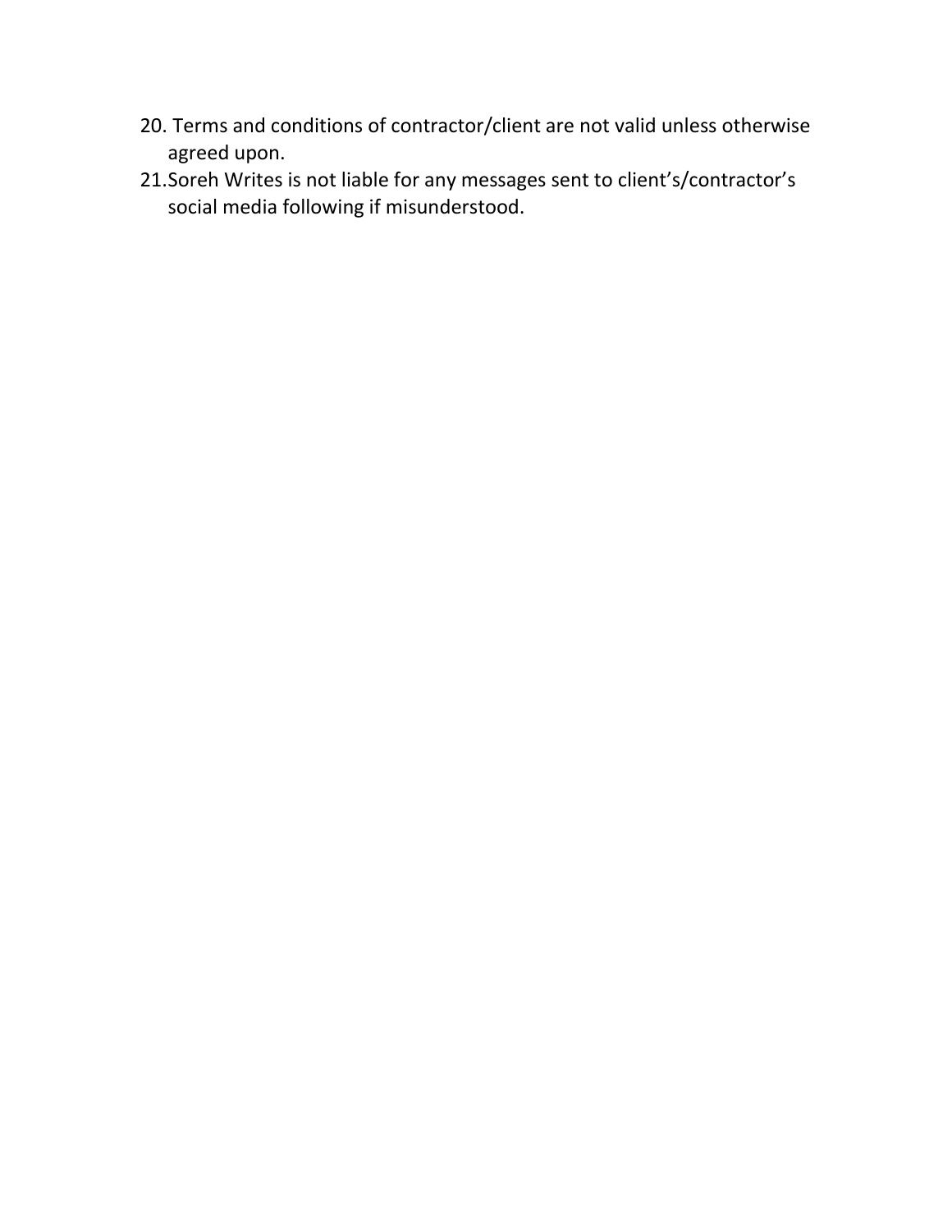20. Terms and conditions of contractor/client are not valid unless otherwise agreed upon.
21. Soreh Writes is not liable for any messages sent to client's/contractor's social media following if misunderstood.